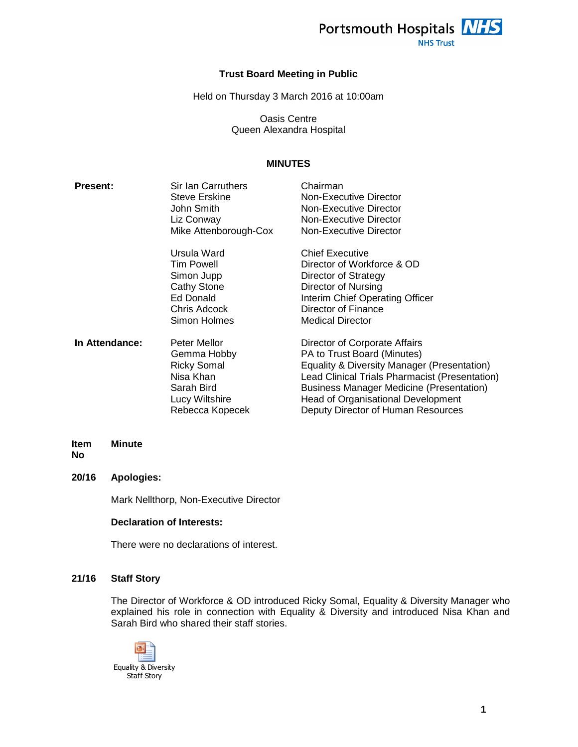Portsmouth Hospitals NHS Trust

# Trust Board Meeting in Public

Held on Thursday 3 March 2016 at 10:00am

Oasis Centre
Queen Alexandra Hospital

## MINUTES

| | | |
|---|---|---|
| **Present:** | Sir Ian Carruthers | Chairman |
| | Steve Erskine | Non-Executive Director |
| | John Smith | Non-Executive Director |
| | Liz Conway | Non-Executive Director |
| | Mike Attenborough-Cox | Non-Executive Director |
| | Ursula Ward | Chief Executive |
| | Tim Powell | Director of Workforce & OD |
| | Simon Jupp | Director of Strategy |
| | Cathy Stone | Director of Nursing |
| | Ed Donald | Interim Chief Operating Officer |
| | Chris Adcock | Director of Finance |
| | Simon Holmes | Medical Director |
| **In Attendance:** | Peter Mellor | Director of Corporate Affairs |
| | Gemma Hobby | PA to Trust Board (Minutes) |
| | Ricky Somal | Equality & Diversity Manager (Presentation) |
| | Nisa Khan | Lead Clinical Trials Pharmacist (Presentation) |
| | Sarah Bird | Business Manager Medicine (Presentation) |
| | Lucy Wiltshire | Head of Organisational Development |
| | Rebecca Kopecek | Deputy Director of Human Resources |

| Item No | Minute |
|---|---|

**20/16 Apologies:**

Mark Nellthorp, Non-Executive Director

**Declaration of Interests:**

There were no declarations of interest.

**21/16 Staff Story**

The Director of Workforce & OD introduced Ricky Somal, Equality & Diversity Manager who explained his role in connection with Equality & Diversity and introduced Nisa Khan and Sarah Bird who shared their staff stories.

Equality & Diversity Staff Story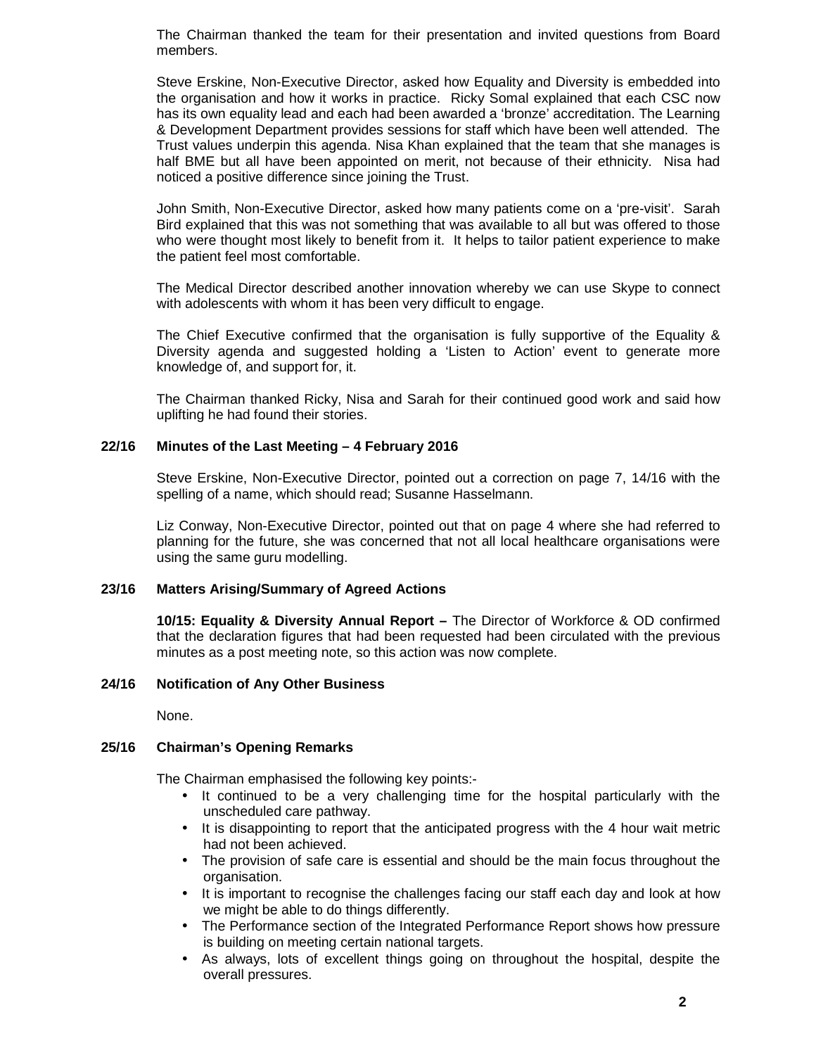The Chairman thanked the team for their presentation and invited questions from Board members.

Steve Erskine, Non-Executive Director, asked how Equality and Diversity is embedded into the organisation and how it works in practice. Ricky Somal explained that each CSC now has its own equality lead and each had been awarded a 'bronze' accreditation. The Learning & Development Department provides sessions for staff which have been well attended. The Trust values underpin this agenda. Nisa Khan explained that the team that she manages is half BME but all have been appointed on merit, not because of their ethnicity. Nisa had noticed a positive difference since joining the Trust.

John Smith, Non-Executive Director, asked how many patients come on a 'pre-visit'. Sarah Bird explained that this was not something that was available to all but was offered to those who were thought most likely to benefit from it. It helps to tailor patient experience to make the patient feel most comfortable.

The Medical Director described another innovation whereby we can use Skype to connect with adolescents with whom it has been very difficult to engage.

The Chief Executive confirmed that the organisation is fully supportive of the Equality & Diversity agenda and suggested holding a 'Listen to Action' event to generate more knowledge of, and support for, it.

The Chairman thanked Ricky, Nisa and Sarah for their continued good work and said how uplifting he had found their stories.

**22/16 Minutes of the Last Meeting – 4 February 2016**

Steve Erskine, Non-Executive Director, pointed out a correction on page 7, 14/16 with the spelling of a name, which should read; Susanne Hasselmann.

Liz Conway, Non-Executive Director, pointed out that on page 4 where she had referred to planning for the future, she was concerned that not all local healthcare organisations were using the same guru modelling.

**23/16 Matters Arising/Summary of Agreed Actions**

**10/15: Equality & Diversity Annual Report –** The Director of Workforce & OD confirmed that the declaration figures that had been requested had been circulated with the previous minutes as a post meeting note, so this action was now complete.

**24/16 Notification of Any Other Business**

None.

**25/16 Chairman's Opening Remarks**

The Chairman emphasised the following key points:-

- It continued to be a very challenging time for the hospital particularly with the unscheduled care pathway.
- It is disappointing to report that the anticipated progress with the 4 hour wait metric had not been achieved.
- The provision of safe care is essential and should be the main focus throughout the organisation.
- It is important to recognise the challenges facing our staff each day and look at how we might be able to do things differently.
- The Performance section of the Integrated Performance Report shows how pressure is building on meeting certain national targets.
- As always, lots of excellent things going on throughout the hospital, despite the overall pressures.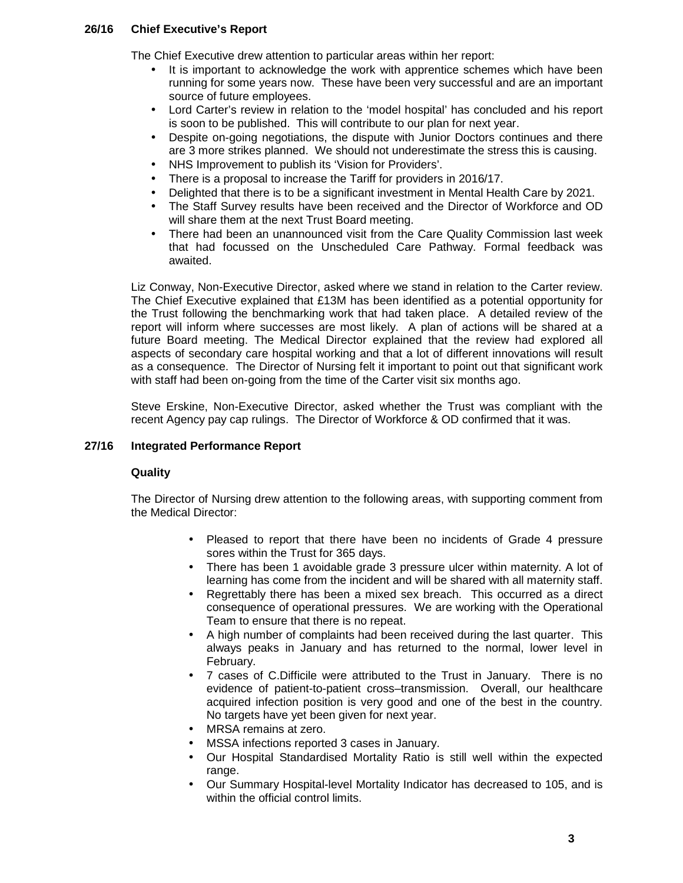**26/16 Chief Executive's Report**

The Chief Executive drew attention to particular areas within her report:

- It is important to acknowledge the work with apprentice schemes which have been running for some years now. These have been very successful and are an important source of future employees.
- Lord Carter's review in relation to the 'model hospital' has concluded and his report is soon to be published. This will contribute to our plan for next year.
- Despite on-going negotiations, the dispute with Junior Doctors continues and there are 3 more strikes planned. We should not underestimate the stress this is causing.
- NHS Improvement to publish its 'Vision for Providers'.
- There is a proposal to increase the Tariff for providers in 2016/17.
- Delighted that there is to be a significant investment in Mental Health Care by 2021.
- The Staff Survey results have been received and the Director of Workforce and OD will share them at the next Trust Board meeting.
- There had been an unannounced visit from the Care Quality Commission last week that had focussed on the Unscheduled Care Pathway. Formal feedback was awaited.

Liz Conway, Non-Executive Director, asked where we stand in relation to the Carter review. The Chief Executive explained that £13M has been identified as a potential opportunity for the Trust following the benchmarking work that had taken place. A detailed review of the report will inform where successes are most likely. A plan of actions will be shared at a future Board meeting. The Medical Director explained that the review had explored all aspects of secondary care hospital working and that a lot of different innovations will result as a consequence. The Director of Nursing felt it important to point out that significant work with staff had been on-going from the time of the Carter visit six months ago.

Steve Erskine, Non-Executive Director, asked whether the Trust was compliant with the recent Agency pay cap rulings. The Director of Workforce & OD confirmed that it was.

**27/16 Integrated Performance Report**

**Quality**

The Director of Nursing drew attention to the following areas, with supporting comment from the Medical Director:

- Pleased to report that there have been no incidents of Grade 4 pressure sores within the Trust for 365 days.
- There has been 1 avoidable grade 3 pressure ulcer within maternity. A lot of learning has come from the incident and will be shared with all maternity staff.
- Regrettably there has been a mixed sex breach. This occurred as a direct consequence of operational pressures. We are working with the Operational Team to ensure that there is no repeat.
- A high number of complaints had been received during the last quarter. This always peaks in January and has returned to the normal, lower level in February.
- 7 cases of C.Difficile were attributed to the Trust in January. There is no evidence of patient-to-patient cross–transmission. Overall, our healthcare acquired infection position is very good and one of the best in the country. No targets have yet been given for next year.
- MRSA remains at zero.
- MSSA infections reported 3 cases in January.
- Our Hospital Standardised Mortality Ratio is still well within the expected range.
- Our Summary Hospital-level Mortality Indicator has decreased to 105, and is within the official control limits.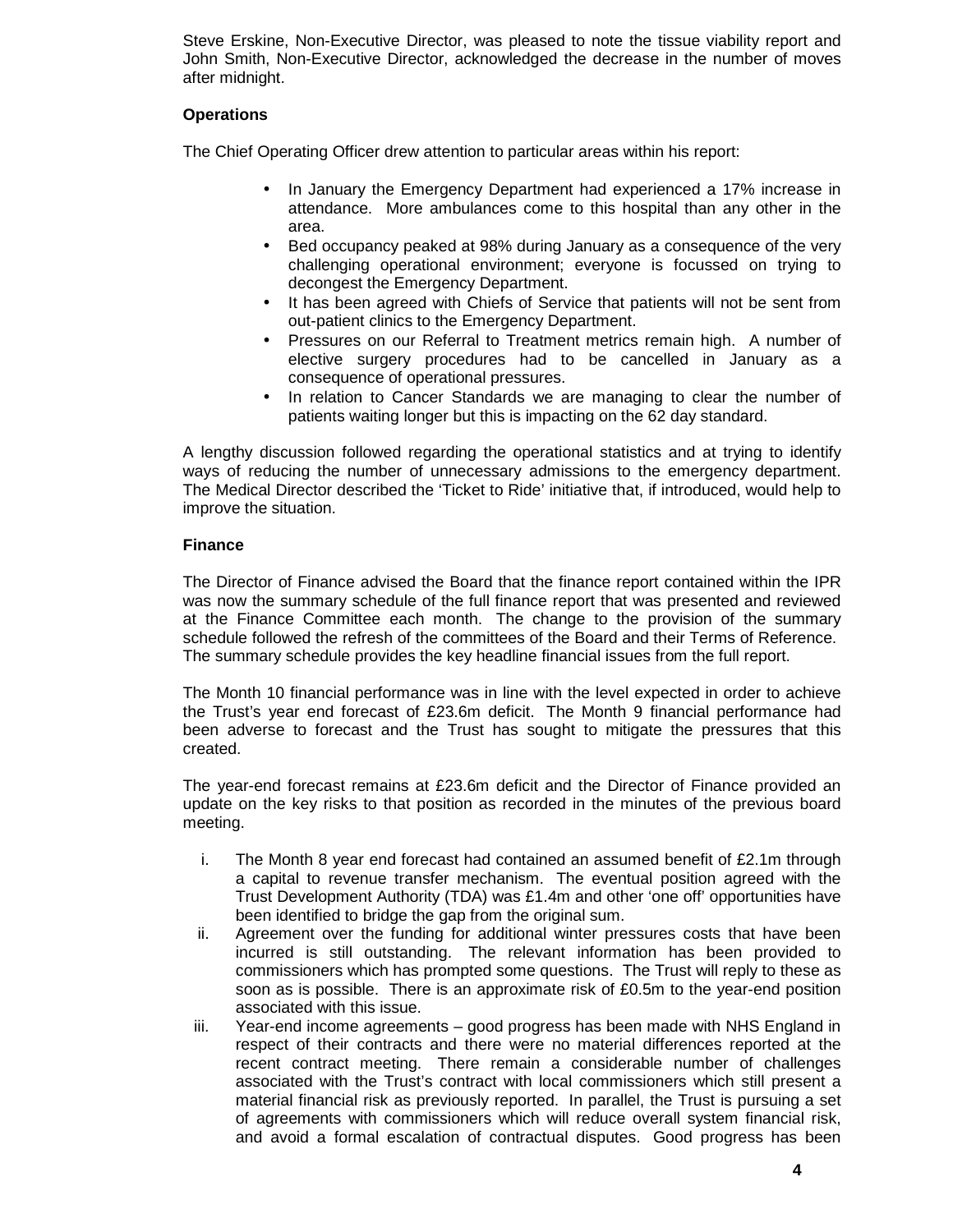Steve Erskine, Non-Executive Director, was pleased to note the tissue viability report and John Smith, Non-Executive Director, acknowledged the decrease in the number of moves after midnight.

**Operations**

The Chief Operating Officer drew attention to particular areas within his report:

- In January the Emergency Department had experienced a 17% increase in attendance. More ambulances come to this hospital than any other in the area.
- Bed occupancy peaked at 98% during January as a consequence of the very challenging operational environment; everyone is focussed on trying to decongest the Emergency Department.
- It has been agreed with Chiefs of Service that patients will not be sent from out-patient clinics to the Emergency Department.
- Pressures on our Referral to Treatment metrics remain high. A number of elective surgery procedures had to be cancelled in January as a consequence of operational pressures.
- In relation to Cancer Standards we are managing to clear the number of patients waiting longer but this is impacting on the 62 day standard.

A lengthy discussion followed regarding the operational statistics and at trying to identify ways of reducing the number of unnecessary admissions to the emergency department. The Medical Director described the 'Ticket to Ride' initiative that, if introduced, would help to improve the situation.

**Finance**

The Director of Finance advised the Board that the finance report contained within the IPR was now the summary schedule of the full finance report that was presented and reviewed at the Finance Committee each month. The change to the provision of the summary schedule followed the refresh of the committees of the Board and their Terms of Reference. The summary schedule provides the key headline financial issues from the full report.

The Month 10 financial performance was in line with the level expected in order to achieve the Trust's year end forecast of £23.6m deficit. The Month 9 financial performance had been adverse to forecast and the Trust has sought to mitigate the pressures that this created.

The year-end forecast remains at £23.6m deficit and the Director of Finance provided an update on the key risks to that position as recorded in the minutes of the previous board meeting.

i. The Month 8 year end forecast had contained an assumed benefit of £2.1m through a capital to revenue transfer mechanism. The eventual position agreed with the Trust Development Authority (TDA) was £1.4m and other 'one off' opportunities have been identified to bridge the gap from the original sum.

ii. Agreement over the funding for additional winter pressures costs that have been incurred is still outstanding. The relevant information has been provided to commissioners which has prompted some questions. The Trust will reply to these as soon as is possible. There is an approximate risk of £0.5m to the year-end position associated with this issue.

iii. Year-end income agreements – good progress has been made with NHS England in respect of their contracts and there were no material differences reported at the recent contract meeting. There remain a considerable number of challenges associated with the Trust's contract with local commissioners which still present a material financial risk as previously reported. In parallel, the Trust is pursuing a set of agreements with commissioners which will reduce overall system financial risk, and avoid a formal escalation of contractual disputes. Good progress has been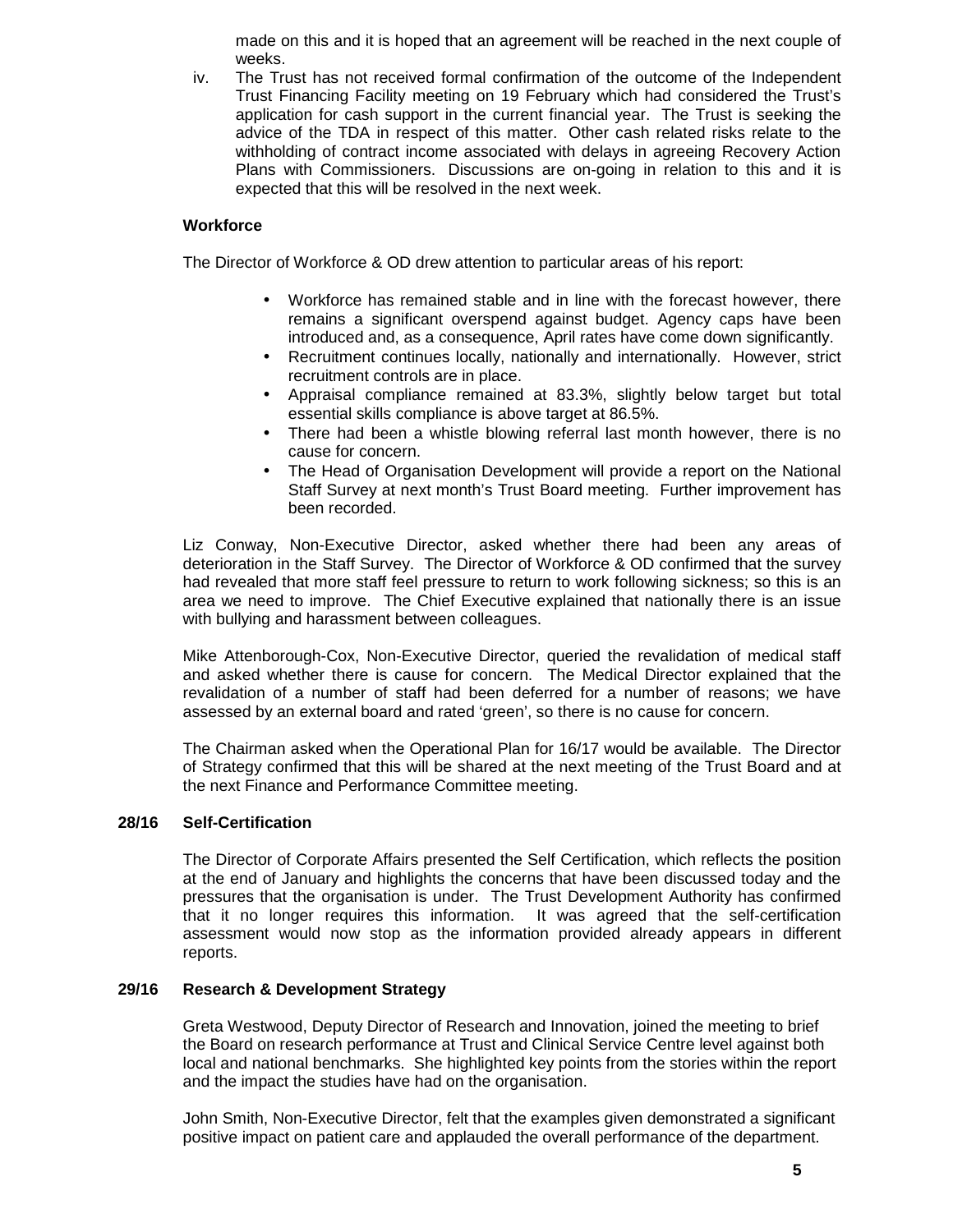made on this and it is hoped that an agreement will be reached in the next couple of weeks.

iv. The Trust has not received formal confirmation of the outcome of the Independent Trust Financing Facility meeting on 19 February which had considered the Trust's application for cash support in the current financial year. The Trust is seeking the advice of the TDA in respect of this matter. Other cash related risks relate to the withholding of contract income associated with delays in agreeing Recovery Action Plans with Commissioners. Discussions are on-going in relation to this and it is expected that this will be resolved in the next week.

**Workforce**

The Director of Workforce & OD drew attention to particular areas of his report:

- Workforce has remained stable and in line with the forecast however, there remains a significant overspend against budget. Agency caps have been introduced and, as a consequence, April rates have come down significantly.
- Recruitment continues locally, nationally and internationally. However, strict recruitment controls are in place.
- Appraisal compliance remained at 83.3%, slightly below target but total essential skills compliance is above target at 86.5%.
- There had been a whistle blowing referral last month however, there is no cause for concern.
- The Head of Organisation Development will provide a report on the National Staff Survey at next month's Trust Board meeting. Further improvement has been recorded.

Liz Conway, Non-Executive Director, asked whether there had been any areas of deterioration in the Staff Survey. The Director of Workforce & OD confirmed that the survey had revealed that more staff feel pressure to return to work following sickness; so this is an area we need to improve. The Chief Executive explained that nationally there is an issue with bullying and harassment between colleagues.

Mike Attenborough-Cox, Non-Executive Director, queried the revalidation of medical staff and asked whether there is cause for concern. The Medical Director explained that the revalidation of a number of staff had been deferred for a number of reasons; we have assessed by an external board and rated 'green', so there is no cause for concern.

The Chairman asked when the Operational Plan for 16/17 would be available. The Director of Strategy confirmed that this will be shared at the next meeting of the Trust Board and at the next Finance and Performance Committee meeting.

**28/16 Self-Certification**

The Director of Corporate Affairs presented the Self Certification, which reflects the position at the end of January and highlights the concerns that have been discussed today and the pressures that the organisation is under. The Trust Development Authority has confirmed that it no longer requires this information. It was agreed that the self-certification assessment would now stop as the information provided already appears in different reports.

**29/16 Research & Development Strategy**

Greta Westwood, Deputy Director of Research and Innovation, joined the meeting to brief the Board on research performance at Trust and Clinical Service Centre level against both local and national benchmarks. She highlighted key points from the stories within the report and the impact the studies have had on the organisation.

John Smith, Non-Executive Director, felt that the examples given demonstrated a significant positive impact on patient care and applauded the overall performance of the department.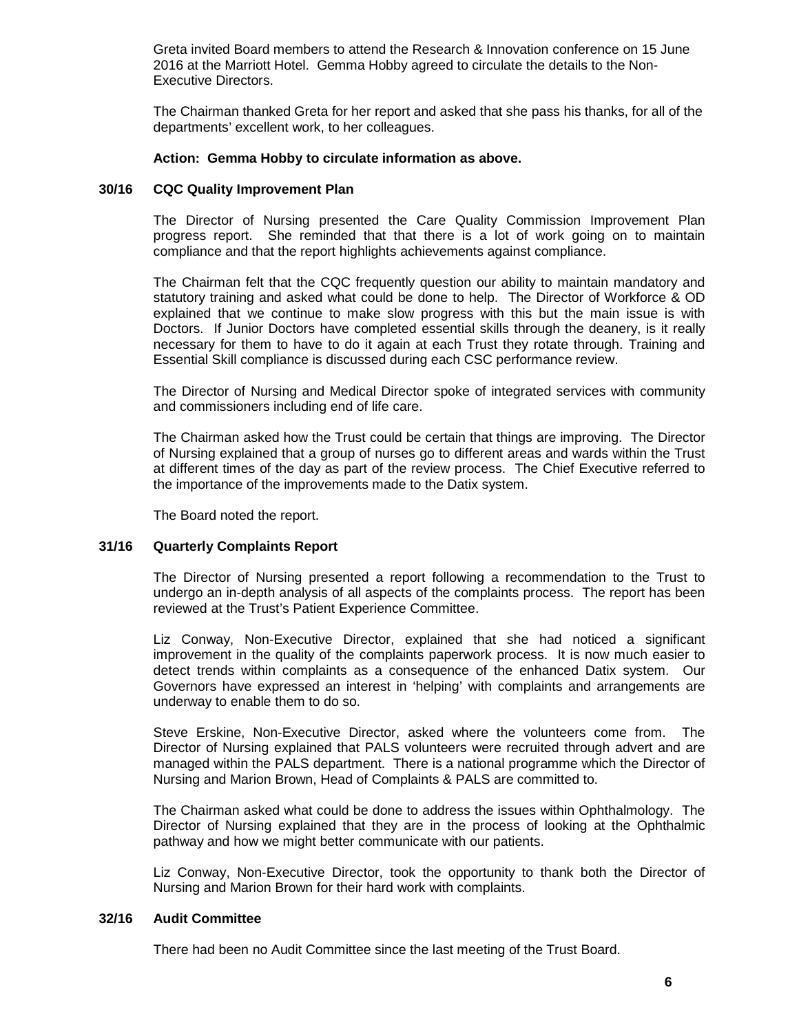Greta invited Board members to attend the Research & Innovation conference on 15 June 2016 at the Marriott Hotel. Gemma Hobby agreed to circulate the details to the Non-Executive Directors.

The Chairman thanked Greta for her report and asked that she pass his thanks, for all of the departments' excellent work, to her colleagues.

**Action: Gemma Hobby to circulate information as above.**

### 30/16 CQC Quality Improvement Plan

The Director of Nursing presented the Care Quality Commission Improvement Plan progress report. She reminded that that there is a lot of work going on to maintain compliance and that the report highlights achievements against compliance.

The Chairman felt that the CQC frequently question our ability to maintain mandatory and statutory training and asked what could be done to help. The Director of Workforce & OD explained that we continue to make slow progress with this but the main issue is with Doctors. If Junior Doctors have completed essential skills through the deanery, is it really necessary for them to have to do it again at each Trust they rotate through. Training and Essential Skill compliance is discussed during each CSC performance review.

The Director of Nursing and Medical Director spoke of integrated services with community and commissioners including end of life care.

The Chairman asked how the Trust could be certain that things are improving. The Director of Nursing explained that a group of nurses go to different areas and wards within the Trust at different times of the day as part of the review process. The Chief Executive referred to the importance of the improvements made to the Datix system.

The Board noted the report.

### 31/16 Quarterly Complaints Report

The Director of Nursing presented a report following a recommendation to the Trust to undergo an in-depth analysis of all aspects of the complaints process. The report has been reviewed at the Trust's Patient Experience Committee.

Liz Conway, Non-Executive Director, explained that she had noticed a significant improvement in the quality of the complaints paperwork process. It is now much easier to detect trends within complaints as a consequence of the enhanced Datix system. Our Governors have expressed an interest in 'helping' with complaints and arrangements are underway to enable them to do so.

Steve Erskine, Non-Executive Director, asked where the volunteers come from. The Director of Nursing explained that PALS volunteers were recruited through advert and are managed within the PALS department. There is a national programme which the Director of Nursing and Marion Brown, Head of Complaints & PALS are committed to.

The Chairman asked what could be done to address the issues within Ophthalmology. The Director of Nursing explained that they are in the process of looking at the Ophthalmic pathway and how we might better communicate with our patients.

Liz Conway, Non-Executive Director, took the opportunity to thank both the Director of Nursing and Marion Brown for their hard work with complaints.

### 32/16 Audit Committee

There had been no Audit Committee since the last meeting of the Trust Board.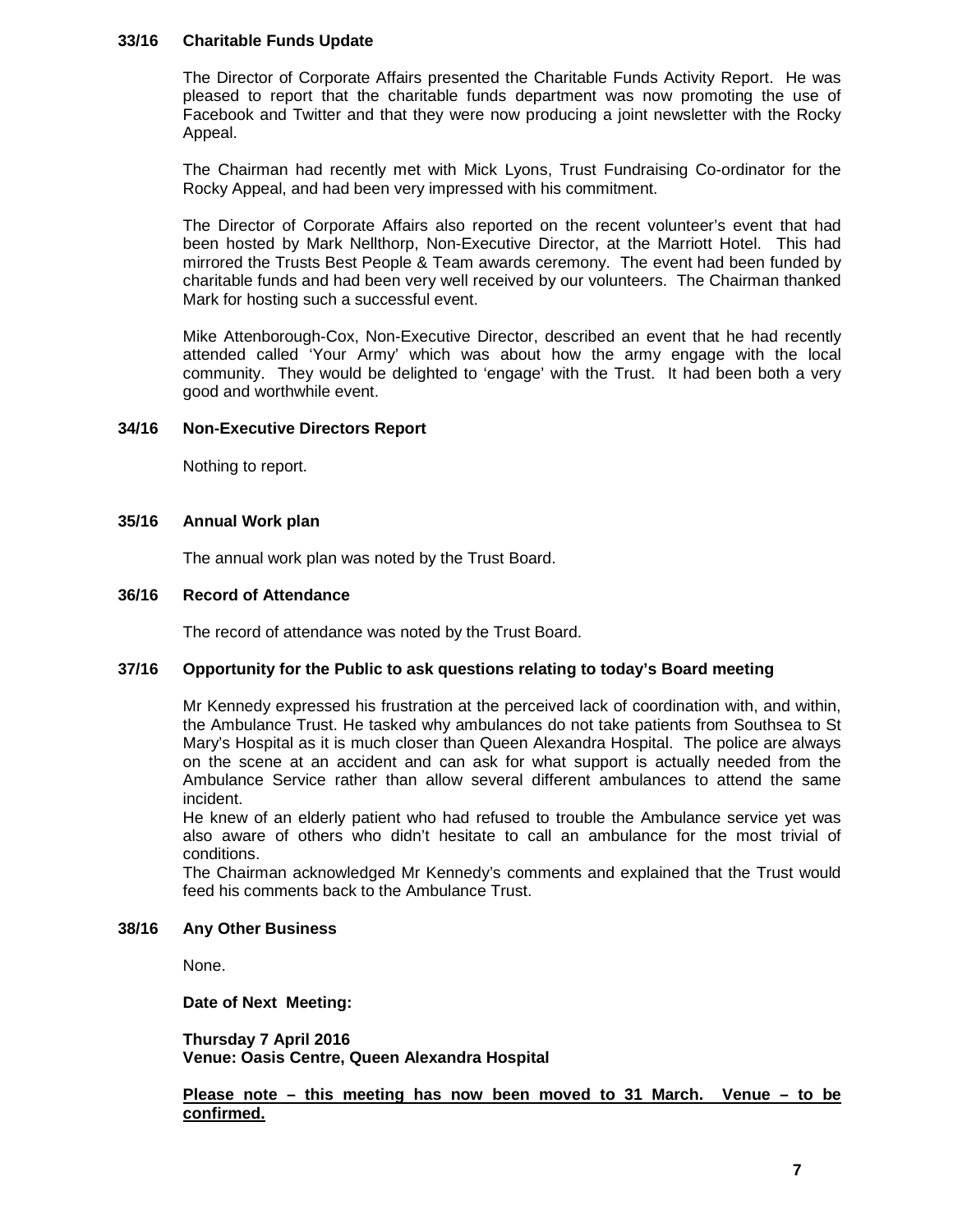### 33/16 Charitable Funds Update

The Director of Corporate Affairs presented the Charitable Funds Activity Report. He was pleased to report that the charitable funds department was now promoting the use of Facebook and Twitter and that they were now producing a joint newsletter with the Rocky Appeal.

The Chairman had recently met with Mick Lyons, Trust Fundraising Co-ordinator for the Rocky Appeal, and had been very impressed with his commitment.

The Director of Corporate Affairs also reported on the recent volunteer's event that had been hosted by Mark Nellthorp, Non-Executive Director, at the Marriott Hotel. This had mirrored the Trusts Best People & Team awards ceremony. The event had been funded by charitable funds and had been very well received by our volunteers. The Chairman thanked Mark for hosting such a successful event.

Mike Attenborough-Cox, Non-Executive Director, described an event that he had recently attended called 'Your Army' which was about how the army engage with the local community. They would be delighted to 'engage' with the Trust. It had been both a very good and worthwhile event.

### 34/16 Non-Executive Directors Report

Nothing to report.

### 35/16 Annual Work plan

The annual work plan was noted by the Trust Board.

### 36/16 Record of Attendance

The record of attendance was noted by the Trust Board.

### 37/16 Opportunity for the Public to ask questions relating to today's Board meeting

Mr Kennedy expressed his frustration at the perceived lack of coordination with, and within, the Ambulance Trust. He tasked why ambulances do not take patients from Southsea to St Mary's Hospital as it is much closer than Queen Alexandra Hospital. The police are always on the scene at an accident and can ask for what support is actually needed from the Ambulance Service rather than allow several different ambulances to attend the same incident.

He knew of an elderly patient who had refused to trouble the Ambulance service yet was also aware of others who didn't hesitate to call an ambulance for the most trivial of conditions.

The Chairman acknowledged Mr Kennedy's comments and explained that the Trust would feed his comments back to the Ambulance Trust.

### 38/16 Any Other Business

None.

**Date of Next Meeting:**

**Thursday 7 April 2016**
**Venue: Oasis Centre, Queen Alexandra Hospital**

**Please note – this meeting has now been moved to 31 March. Venue – to be confirmed.**